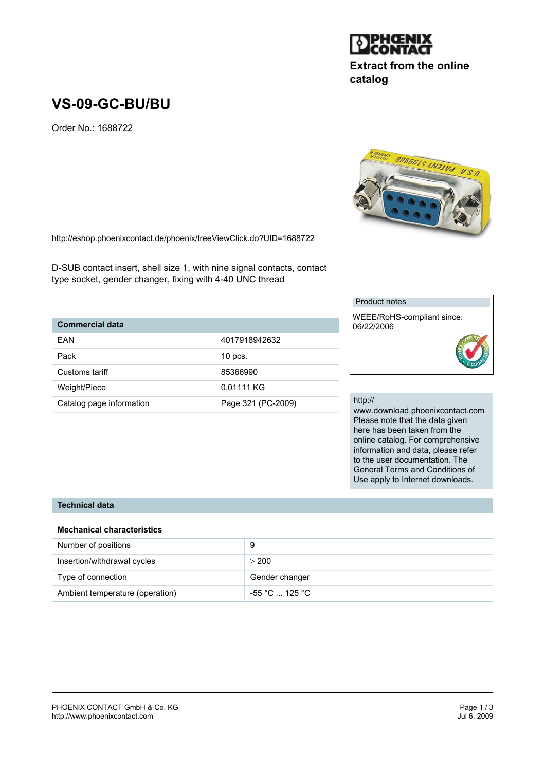Extract from the online catalog

# VS-09-GC-BU/BU

Order No.: 1688722

http://eshop.phoenixcontact.de/phoenix/treeViewClick.do?UID=1688722

D-SUB contact insert, shell size 1, with nine signal contacts, contact type socket, gender changer, fixing with 4-40 UNC thread

| Commercial data | |
|---|---|
| EAN | 4017918942632 |
| Pack | 10 pcs. |
| Customs tariff | 85366990 |
| Weight/Piece | 0.01111 KG |
| Catalog page information | Page 321 (PC-2009) |

**Product notes**

WEEE/RoHS-compliant since: 06/22/2006

http://www.download.phoenixcontact.com
Please note that the data given here has been taken from the online catalog. For comprehensive information and data, please refer to the user documentation. The General Terms and Conditions of Use apply to Internet downloads.

## Technical data

### Mechanical characteristics

| | |
|---|---|
| Number of positions | 9 |
| Insertion/withdrawal cycles | ≥ 200 |
| Type of connection | Gender changer |
| Ambient temperature (operation) | -55 °C ... 125 °C |

PHOENIX CONTACT GmbH & Co. KG
http://www.phoenixcontact.com

Jul 6, 2009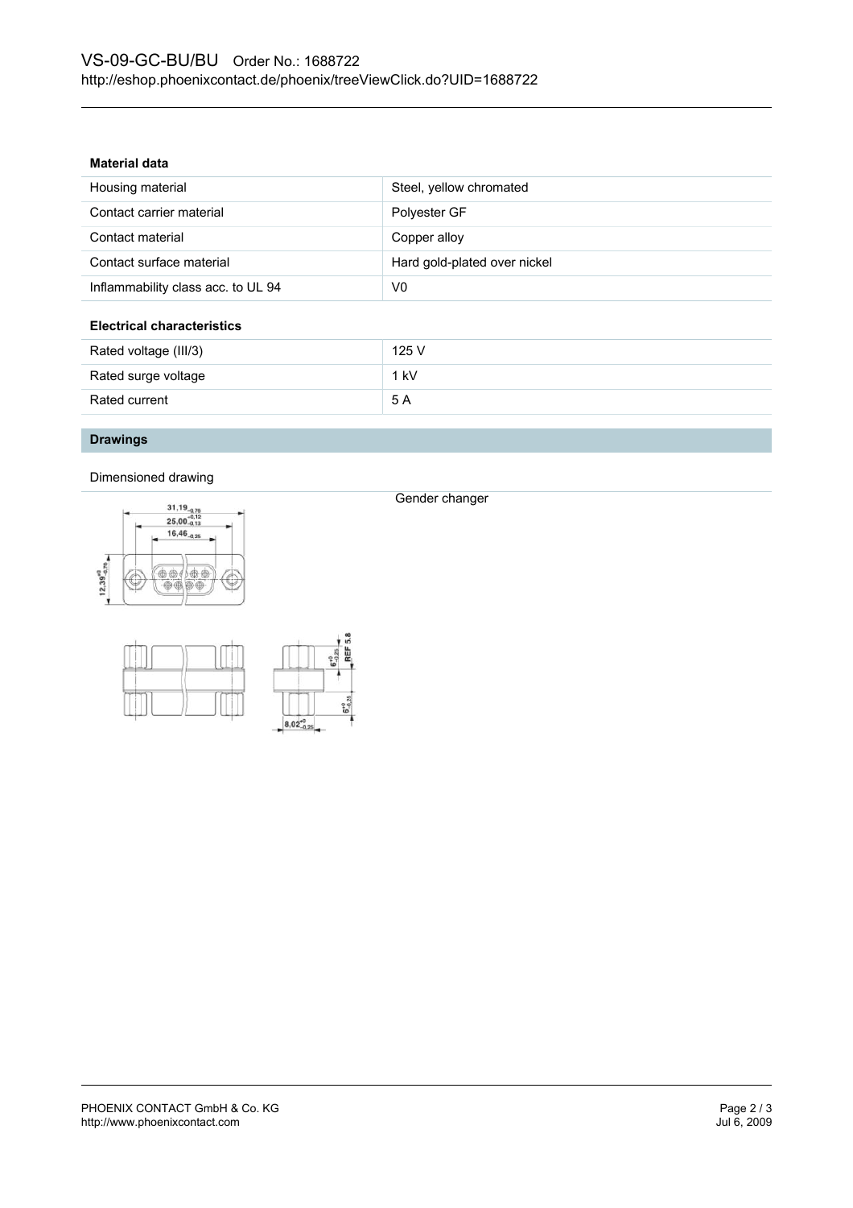## Material data

| | |
|---|---|
| Housing material | Steel, yellow chromated |
| Contact carrier material | Polyester GF |
| Contact material | Copper alloy |
| Contact surface material | Hard gold-plated over nickel |
| Inflammability class acc. to UL 94 | V0 |

## Electrical characteristics

| | |
|---|---|
| Rated voltage (III/3) | 125 V |
| Rated surge voltage | 1 kV |
| Rated current | 5 A |

## Drawings

Dimensioned drawing

Gender changer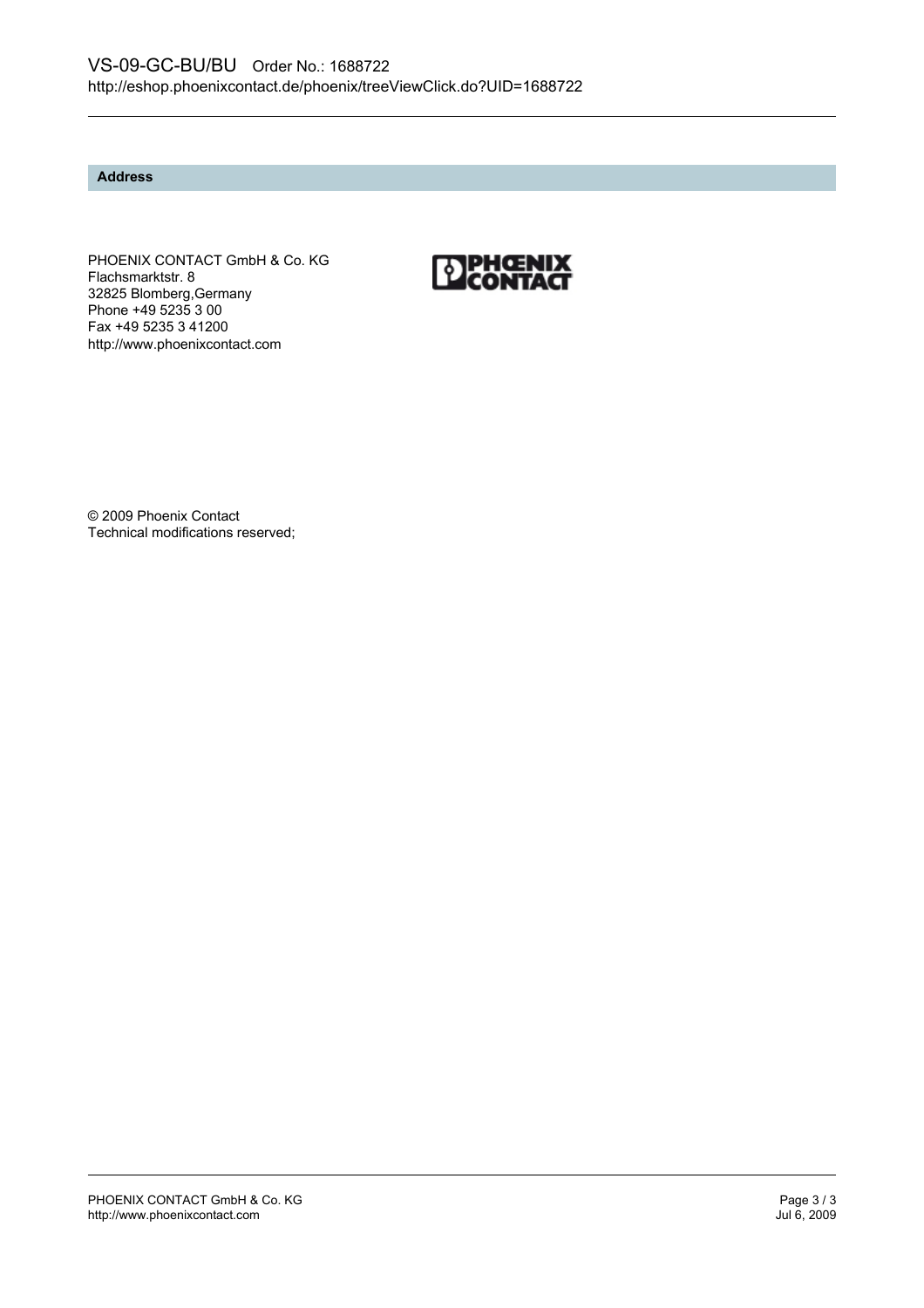## Address

PHOENIX CONTACT GmbH & Co. KG
Flachsmarktstr. 8
32825 Blomberg,Germany
Phone +49 5235 3 00
Fax +49 5235 3 41200
http://www.phoenixcontact.com

© 2009 Phoenix Contact
Technical modifications reserved;